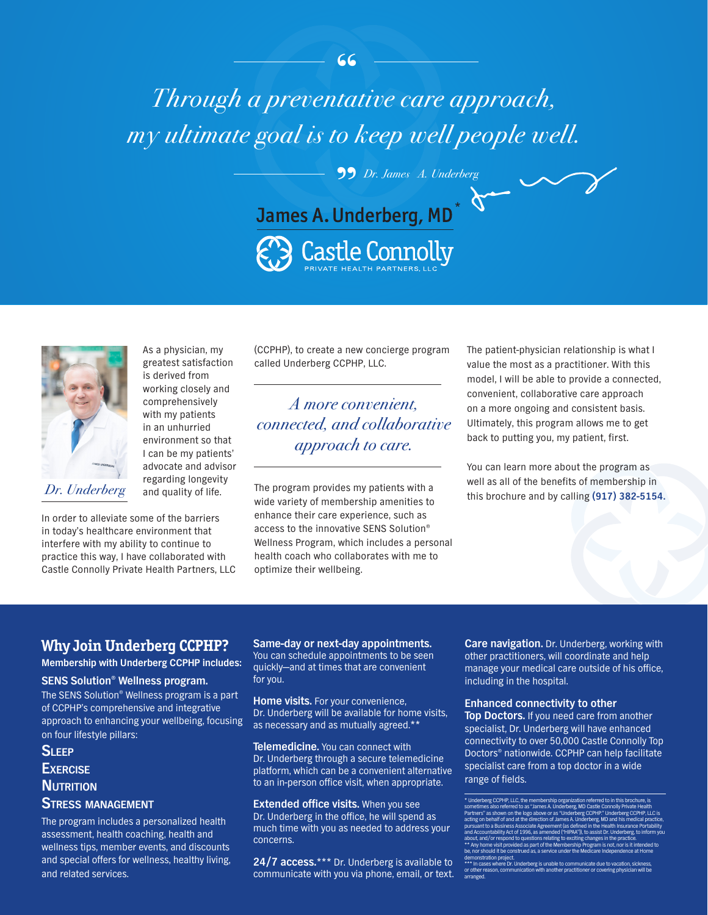> *Through a preventative care approach, my ultimate goal is to keep well people well.*
>
> *Dr. James A. Underberg*

# James A. Underberg, MD*

## Castle Connolly
PRIVATE HEALTH PARTNERS, LLC

*Dr. Underberg*

As a physician, my greatest satisfaction is derived from working closely and comprehensively with my patients in an unhurried environment so that I can be my patients' advocate and advisor regarding longevity and quality of life.

In order to alleviate some of the barriers in today's healthcare environment that interfere with my ability to continue to practice this way, I have collaborated with Castle Connolly Private Health Partners, LLC (CCPHP), to create a new concierge program called Underberg CCPHP, LLC.

*A more convenient, connected, and collaborative approach to care.*

The program provides my patients with a wide variety of membership amenities to enhance their care experience, such as access to the innovative SENS Solution® Wellness Program, which includes a personal health coach who collaborates with me to optimize their wellbeing.

The patient-physician relationship is what I value the most as a practitioner. With this model, I will be able to provide a connected, convenient, collaborative care approach on a more ongoing and consistent basis. Ultimately, this program allows me to get back to putting you, my patient, first.

You can learn more about the program as well as all of the benefits of membership in this brochure and by calling **(917) 382-5154.**

## Why Join Underberg CCPHP?

**Membership with Underberg CCPHP includes:**

**SENS Solution® Wellness program.**
The SENS Solution® Wellness program is a part of CCPHP's comprehensive and integrative approach to enhancing your wellbeing, focusing on four lifestyle pillars:

**SLEEP**
**EXERCISE**
**NUTRITION**
**STRESS MANAGEMENT**

The program includes a personalized health assessment, health coaching, health and wellness tips, member events, and discounts and special offers for wellness, healthy living, and related services.

**Same-day or next-day appointments.** You can schedule appointments to be seen quickly—and at times that are convenient for you.

**Home visits.** For your convenience, Dr. Underberg will be available for home visits, as necessary and as mutually agreed.**

**Telemedicine.** You can connect with Dr. Underberg through a secure telemedicine platform, which can be a convenient alternative to an in-person office visit, when appropriate.

**Extended office visits.** When you see Dr. Underberg in the office, he will spend as much time with you as needed to address your concerns.

**24/7 access.***** Dr. Underberg is available to communicate with you via phone, email, or text.

**Care navigation.** Dr. Underberg, working with other practitioners, will coordinate and help manage your medical care outside of his office, including in the hospital.

**Enhanced connectivity to other Top Doctors.** If you need care from another specialist, Dr. Underberg will have enhanced connectivity to over 50,000 Castle Connolly Top Doctors® nationwide. CCPHP can help facilitate specialist care from a top doctor in a wide range of fields.

---

\* Underberg CCPHP, LLC, the membership organization referred to in this brochure, is sometimes also referred to as "James A. Underberg, MD Castle Connolly Private Health Partners" as shown on the logo above or as "Underberg CCPHP." Underberg CCPHP, LLC is acting on behalf of and at the direction of James A. Underberg, MD and his medical practice, pursuant to a Business Associate Agreement (as defined in the Health Insurance Portability and Accountability Act of 1996, as amended ("HIPAA")), to assist Dr. Underberg, to inform you about, and/or respond to questions relating to exciting changes in the practice.

\*\* Any home visit provided as part of the Membership Program is not, nor is it intended to be, nor should it be construed as, a service under the Medicare Independence at Home demonstration project.

\*\*\* In cases where Dr. Underberg is unable to communicate due to vacation, sickness, or other reason, communication with another practitioner or covering physician will be arranged.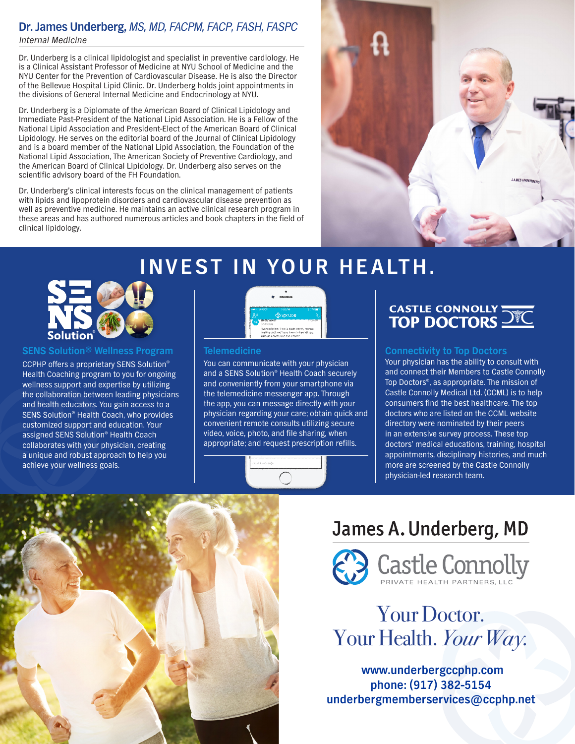## Dr. James Underberg, *MS, MD, FACPM, FACP, FASH, FASPC*

*Internal Medicine*

Dr. Underberg is a clinical lipidologist and specialist in preventive cardiology. He is a Clinical Assistant Professor of Medicine at NYU School of Medicine and the NYU Center for the Prevention of Cardiovascular Disease. He is also the Director of the Bellevue Hospital Lipid Clinic. Dr. Underberg holds joint appointments in the divisions of General Internal Medicine and Endocrinology at NYU.

Dr. Underberg is a Diplomate of the American Board of Clinical Lipidology and Immediate Past-President of the National Lipid Association. He is a Fellow of the National Lipid Association and President-Elect of the American Board of Clinical Lipidology. He serves on the editorial board of the Journal of Clinical Lipidology and is a board member of the National Lipid Association, the Foundation of the National Lipid Association, The American Society of Preventive Cardiology, and the American Board of Clinical Lipidology. Dr. Underberg also serves on the scientific advisory board of the FH Foundation.

Dr. Underberg's clinical interests focus on the clinical management of patients with lipids and lipoprotein disorders and cardiovascular disease prevention as well as preventive medicine. He maintains an active clinical research program in these areas and has authored numerous articles and book chapters in the field of clinical lipidology.

# INVEST IN YOUR HEALTH.

SENS Solution®

### SENS Solution® Wellness Program

CCPHP offers a proprietary SENS Solution® Health Coaching program to you for ongoing wellness support and expertise by utilizing the collaboration between leading physicians and health educators. You gain access to a SENS Solution® Health Coach, who provides customized support and education. Your assigned SENS Solution® Health Coach collaborates with your physician, creating a unique and robust approach to help you achieve your wellness goals.

### Telemedicine

You can communicate with your physician and a SENS Solution® Health Coach securely and conveniently from your smartphone via the telemedicine messenger app. Through the app, you can message directly with your physician regarding your care; obtain quick and convenient remote consults utilizing secure video, voice, photo, and file sharing, when appropriate; and request prescription refills.

CASTLE CONNOLLY TOP DOCTORS

### Connectivity to Top Doctors

Your physician has the ability to consult with and connect their Members to Castle Connolly Top Doctors®, as appropriate. The mission of Castle Connolly Medical Ltd. (CCML) is to help consumers find the best healthcare. The top doctors who are listed on the CCML website directory were nominated by their peers in an extensive survey process. These top doctors' medical educations, training, hospital appointments, disciplinary histories, and much more are screened by the Castle Connolly physician-led research team.

## James A. Underberg, MD

Castle Connolly
PRIVATE HEALTH PARTNERS, LLC

Your Doctor.
Your Health. *Your Way.*

**www.underbergccphp.com**
**phone: (917) 382-5154**
**underbergmemberservices@ccphp.net**